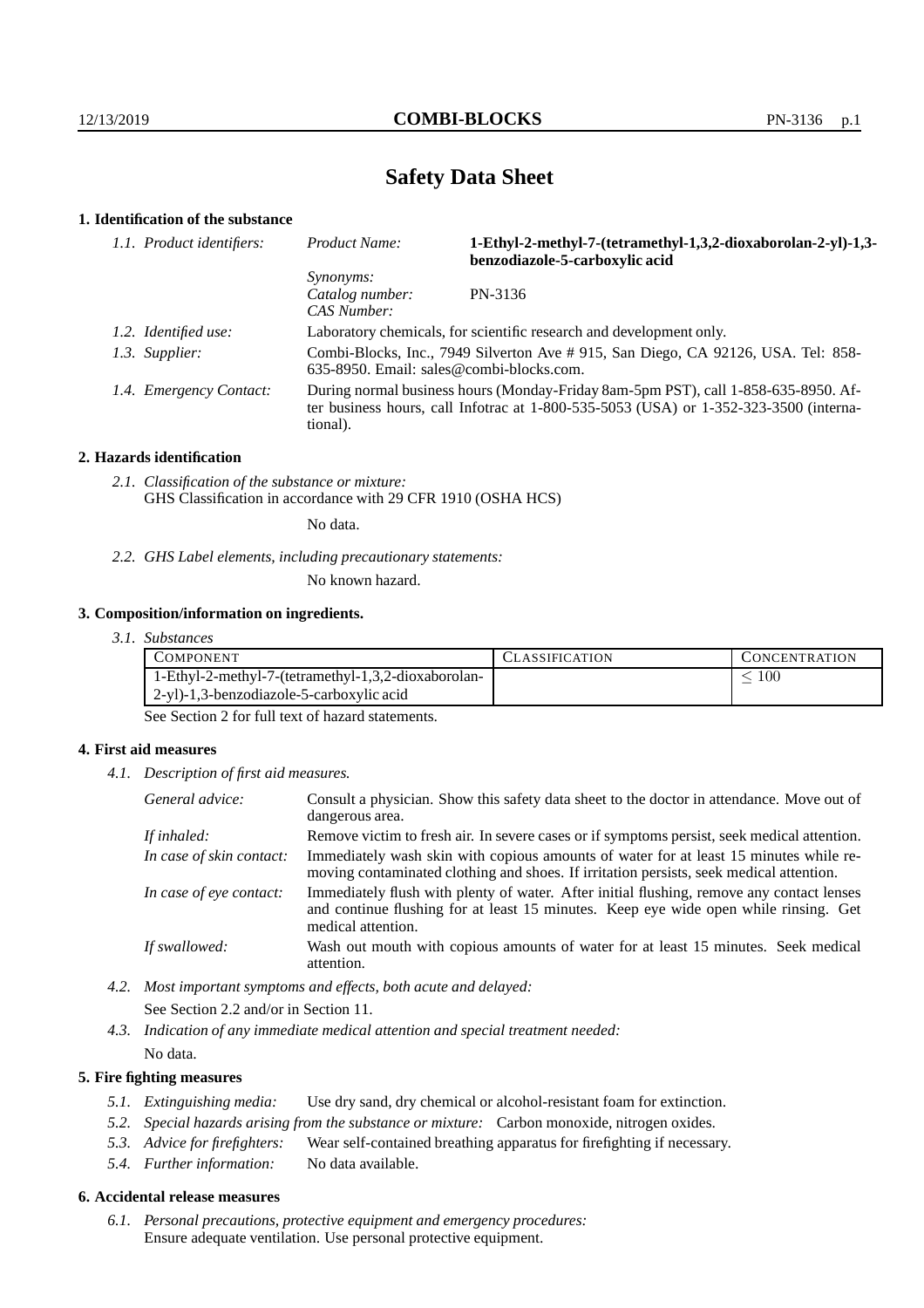# Safety Data Sheet

## 1. Identification of the substance

*1.1. Product identifiers:*

*Product Name:* **1-Ethyl-2-methyl-7-(tetramethyl-1,3,2-dioxaborolan-2-yl)-1,3-benzodiazole-5-carboxylic acid**

*Synonyms:*

*Catalog number:* PN-3136

*CAS Number:*

*1.2. Identified use:* Laboratory chemicals, for scientific research and development only.

*1.3. Supplier:* Combi-Blocks, Inc., 7949 Silverton Ave # 915, San Diego, CA 92126, USA. Tel: 858-635-8950. Email: sales@combi-blocks.com.

*1.4. Emergency Contact:* During normal business hours (Monday-Friday 8am-5pm PST), call 1-858-635-8950. After business hours, call Infotrac at 1-800-535-5053 (USA) or 1-352-323-3500 (international).

## 2. Hazards identification

*2.1. Classification of the substance or mixture:*
GHS Classification in accordance with 29 CFR 1910 (OSHA HCS)

No data.

*2.2. GHS Label elements, including precautionary statements:*

No known hazard.

## 3. Composition/information on ingredients.

*3.1. Substances*

| Component | Classification | Concentration |
|---|---|---|
| 1-Ethyl-2-methyl-7-(tetramethyl-1,3,2-dioxaborolan-2-yl)-1,3-benzodiazole-5-carboxylic acid | | $\leq 100$ |

See Section 2 for full text of hazard statements.

## 4. First aid measures

*4.1. Description of first aid measures.*

*General advice:* Consult a physician. Show this safety data sheet to the doctor in attendance. Move out of dangerous area.

*If inhaled:* Remove victim to fresh air. In severe cases or if symptoms persist, seek medical attention.

*In case of skin contact:* Immediately wash skin with copious amounts of water for at least 15 minutes while removing contaminated clothing and shoes. If irritation persists, seek medical attention.

*In case of eye contact:* Immediately flush with plenty of water. After initial flushing, remove any contact lenses and continue flushing for at least 15 minutes. Keep eye wide open while rinsing. Get medical attention.

*If swallowed:* Wash out mouth with copious amounts of water for at least 15 minutes. Seek medical attention.

*4.2. Most important symptoms and effects, both acute and delayed:*

See Section 2.2 and/or in Section 11.

*4.3. Indication of any immediate medical attention and special treatment needed:*

No data.

## 5. Fire fighting measures

*5.1. Extinguishing media:* Use dry sand, dry chemical or alcohol-resistant foam for extinction.

*5.2. Special hazards arising from the substance or mixture:* Carbon monoxide, nitrogen oxides.

*5.3. Advice for firefighters:* Wear self-contained breathing apparatus for firefighting if necessary.

*5.4. Further information:* No data available.

## 6. Accidental release measures

*6.1. Personal precautions, protective equipment and emergency procedures:*
Ensure adequate ventilation. Use personal protective equipment.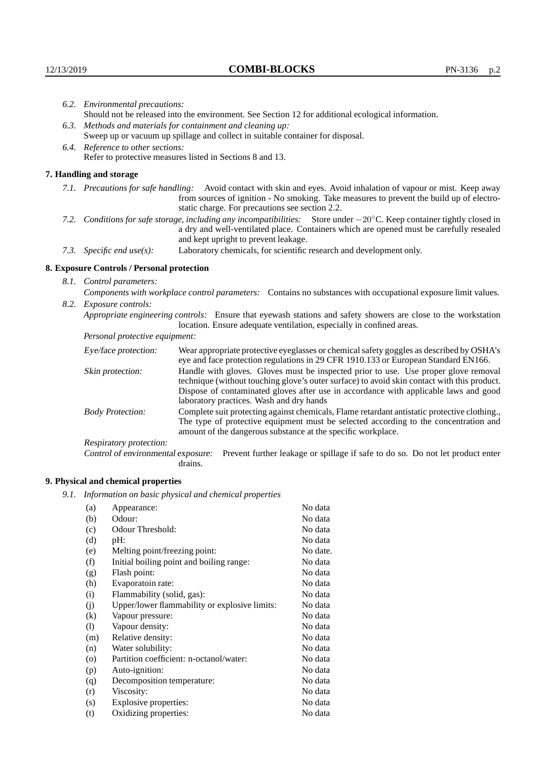*6.2. Environmental precautions:*
Should not be released into the environment. See Section 12 for additional ecological information.

*6.3. Methods and materials for containment and cleaning up:*
Sweep up or vacuum up spillage and collect in suitable container for disposal.

*6.4. Reference to other sections:*
Refer to protective measures listed in Sections 8 and 13.

## 7. Handling and storage

*7.1. Precautions for safe handling:* Avoid contact with skin and eyes. Avoid inhalation of vapour or mist. Keep away from sources of ignition - No smoking. Take measures to prevent the build up of electrostatic charge. For precautions see section 2.2.

*7.2. Conditions for safe storage, including any incompatibilities:* Store under $-20^{\circ}$C. Keep container tightly closed in a dry and well-ventilated place. Containers which are opened must be carefully resealed and kept upright to prevent leakage.

*7.3. Specific end use(s):* Laboratory chemicals, for scientific research and development only.

## 8. Exposure Controls / Personal protection

*8.1. Control parameters:*
*Components with workplace control parameters:* Contains no substances with occupational exposure limit values.

*8.2. Exposure controls:*
*Appropriate engineering controls:* Ensure that eyewash stations and safety showers are close to the workstation location. Ensure adequate ventilation, especially in confined areas.

*Personal protective equipment:*

*Eye/face protection:* Wear appropriate protective eyeglasses or chemical safety goggles as described by OSHA's eye and face protection regulations in 29 CFR 1910.133 or European Standard EN166.

*Skin protection:* Handle with gloves. Gloves must be inspected prior to use. Use proper glove removal technique (without touching glove's outer surface) to avoid skin contact with this product. Dispose of contaminated gloves after use in accordance with applicable laws and good laboratory practices. Wash and dry hands

*Body Protection:* Complete suit protecting against chemicals, Flame retardant antistatic protective clothing., The type of protective equipment must be selected according to the concentration and amount of the dangerous substance at the specific workplace.

*Respiratory protection:*

*Control of environmental exposure:* Prevent further leakage or spillage if safe to do so. Do not let product enter drains.

## 9. Physical and chemical properties

*9.1. Information on basic physical and chemical properties*

| | | |
|---|---|---|
| (a) | Appearance: | No data |
| (b) | Odour: | No data |
| (c) | Odour Threshold: | No data |
| (d) | pH: | No data |
| (e) | Melting point/freezing point: | No date. |
| (f) | Initial boiling point and boiling range: | No data |
| (g) | Flash point: | No data |
| (h) | Evaporatoin rate: | No data |
| (i) | Flammability (solid, gas): | No data |
| (j) | Upper/lower flammability or explosive limits: | No data |
| (k) | Vapour pressure: | No data |
| (l) | Vapour density: | No data |
| (m) | Relative density: | No data |
| (n) | Water solubility: | No data |
| (o) | Partition coefficient: n-octanol/water: | No data |
| (p) | Auto-ignition: | No data |
| (q) | Decomposition temperature: | No data |
| (r) | Viscosity: | No data |
| (s) | Explosive properties: | No data |
| (t) | Oxidizing properties: | No data |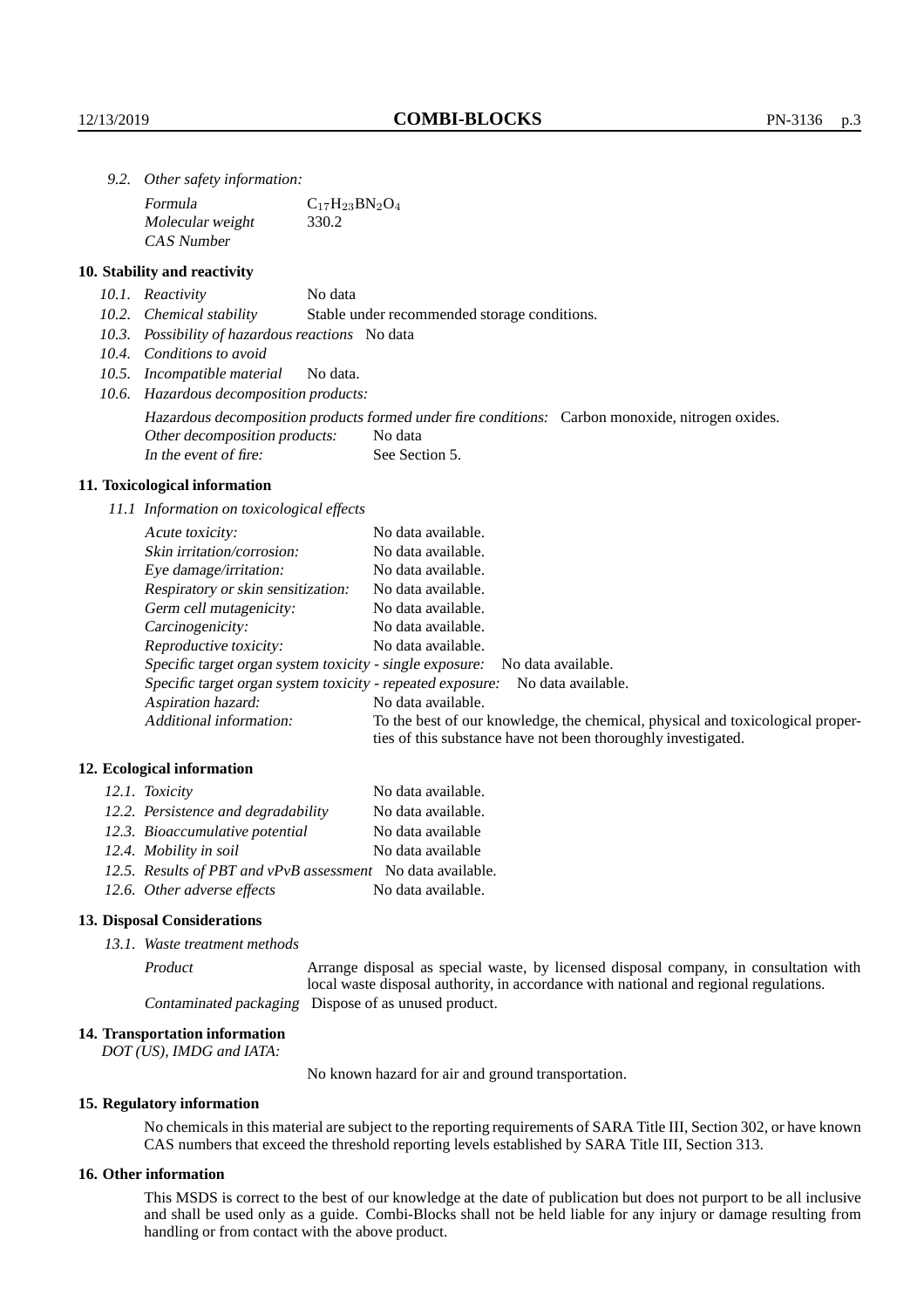*9.2. Other safety information:*

| | |
|---|---|
| *Formula* | $C_{17}H_{23}BN_2O_4$ |
| *Molecular weight* | 330.2 |
| *CAS Number* | |

## 10. Stability and reactivity

*10.1. Reactivity* No data

*10.2. Chemical stability* Stable under recommended storage conditions.

*10.3. Possibility of hazardous reactions* No data

*10.4. Conditions to avoid*

*10.5. Incompatible material* No data.

*10.6. Hazardous decomposition products:*

*Hazardous decomposition products formed under fire conditions:* Carbon monoxide, nitrogen oxides.

*Other decomposition products:* No data

*In the event of fire:* See Section 5.

## 11. Toxicological information

*11.1 Information on toxicological effects*

| | |
|---|---|
| *Acute toxicity:* | No data available. |
| *Skin irritation/corrosion:* | No data available. |
| *Eye damage/irritation:* | No data available. |
| *Respiratory or skin sensitization:* | No data available. |
| *Germ cell mutagenicity:* | No data available. |
| *Carcinogenicity:* | No data available. |
| *Reproductive toxicity:* | No data available. |
| *Specific target organ system toxicity - single exposure:* | No data available. |
| *Specific target organ system toxicity - repeated exposure:* | No data available. |
| *Aspiration hazard:* | No data available. |
| *Additional information:* | To the best of our knowledge, the chemical, physical and toxicological properties of this substance have not been thoroughly investigated. |

## 12. Ecological information

| | |
|---|---|
| *12.1. Toxicity* | No data available. |
| *12.2. Persistence and degradability* | No data available. |
| *12.3. Bioaccumulative potential* | No data available |
| *12.4. Mobility in soil* | No data available |
| *12.5. Results of PBT and vPvB assessment* | No data available. |
| *12.6. Other adverse effects* | No data available. |

## 13. Disposal Considerations

*13.1. Waste treatment methods*

*Product* Arrange disposal as special waste, by licensed disposal company, in consultation with local waste disposal authority, in accordance with national and regional regulations.

*Contaminated packaging* Dispose of as unused product.

## 14. Transportation information

*DOT (US), IMDG and IATA:*

No known hazard for air and ground transportation.

## 15. Regulatory information

No chemicals in this material are subject to the reporting requirements of SARA Title III, Section 302, or have known CAS numbers that exceed the threshold reporting levels established by SARA Title III, Section 313.

## 16. Other information

This MSDS is correct to the best of our knowledge at the date of publication but does not purport to be all inclusive and shall be used only as a guide. Combi-Blocks shall not be held liable for any injury or damage resulting from handling or from contact with the above product.